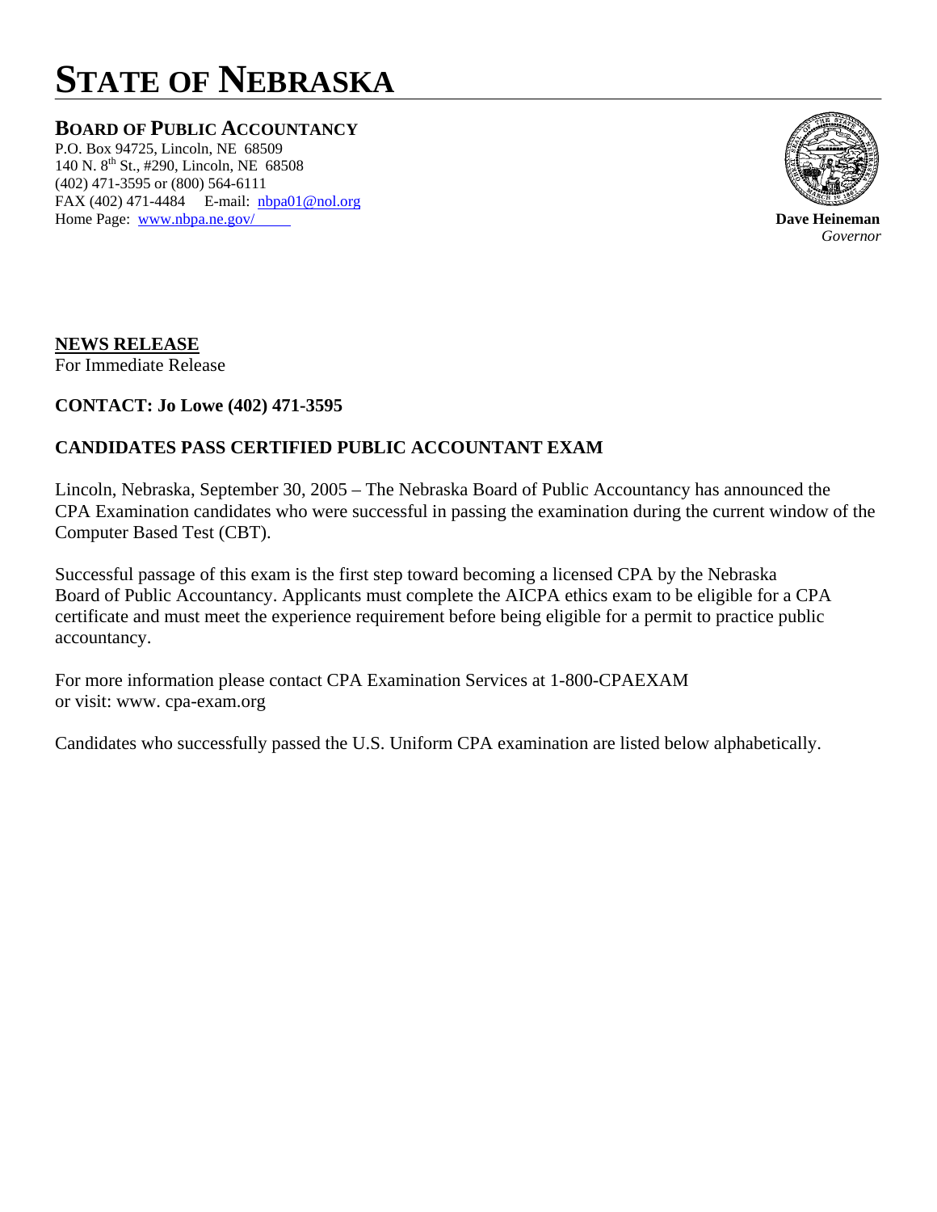# STATE OF NEBRASKA

**BOARD OF PUBLIC ACCOUNTANCY**
P.O. Box 94725, Lincoln, NE 68509
140 N. 8th St., #290, Lincoln, NE 68508
(402) 471-3595 or (800) 564-6111
FAX (402) 471-4484 E-mail: nbpa01@nol.org
Home Page: www.nbpa.ne.gov/

**Dave Heineman**
*Governor*

**NEWS RELEASE**
For Immediate Release

**CONTACT: Jo Lowe (402) 471-3595**

**CANDIDATES PASS CERTIFIED PUBLIC ACCOUNTANT EXAM**

Lincoln, Nebraska, September 30, 2005 – The Nebraska Board of Public Accountancy has announced the CPA Examination candidates who were successful in passing the examination during the current window of the Computer Based Test (CBT).

Successful passage of this exam is the first step toward becoming a licensed CPA by the Nebraska Board of Public Accountancy. Applicants must complete the AICPA ethics exam to be eligible for a CPA certificate and must meet the experience requirement before being eligible for a permit to practice public accountancy.

For more information please contact CPA Examination Services at 1-800-CPAEXAM
or visit: www. cpa-exam.org

Candidates who successfully passed the U.S. Uniform CPA examination are listed below alphabetically.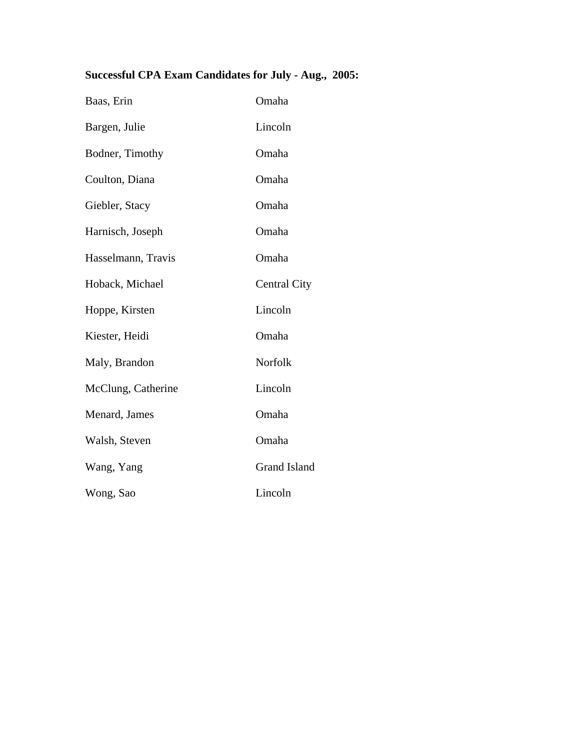**Successful CPA Exam Candidates for July - Aug., 2005:**

| | |
|---|---|
| Baas, Erin | Omaha |
| Bargen, Julie | Lincoln |
| Bodner, Timothy | Omaha |
| Coulton, Diana | Omaha |
| Giebler, Stacy | Omaha |
| Harnisch, Joseph | Omaha |
| Hasselmann, Travis | Omaha |
| Hoback, Michael | Central City |
| Hoppe, Kirsten | Lincoln |
| Kiester, Heidi | Omaha |
| Maly, Brandon | Norfolk |
| McClung, Catherine | Lincoln |
| Menard, James | Omaha |
| Walsh, Steven | Omaha |
| Wang, Yang | Grand Island |
| Wong, Sao | Lincoln |